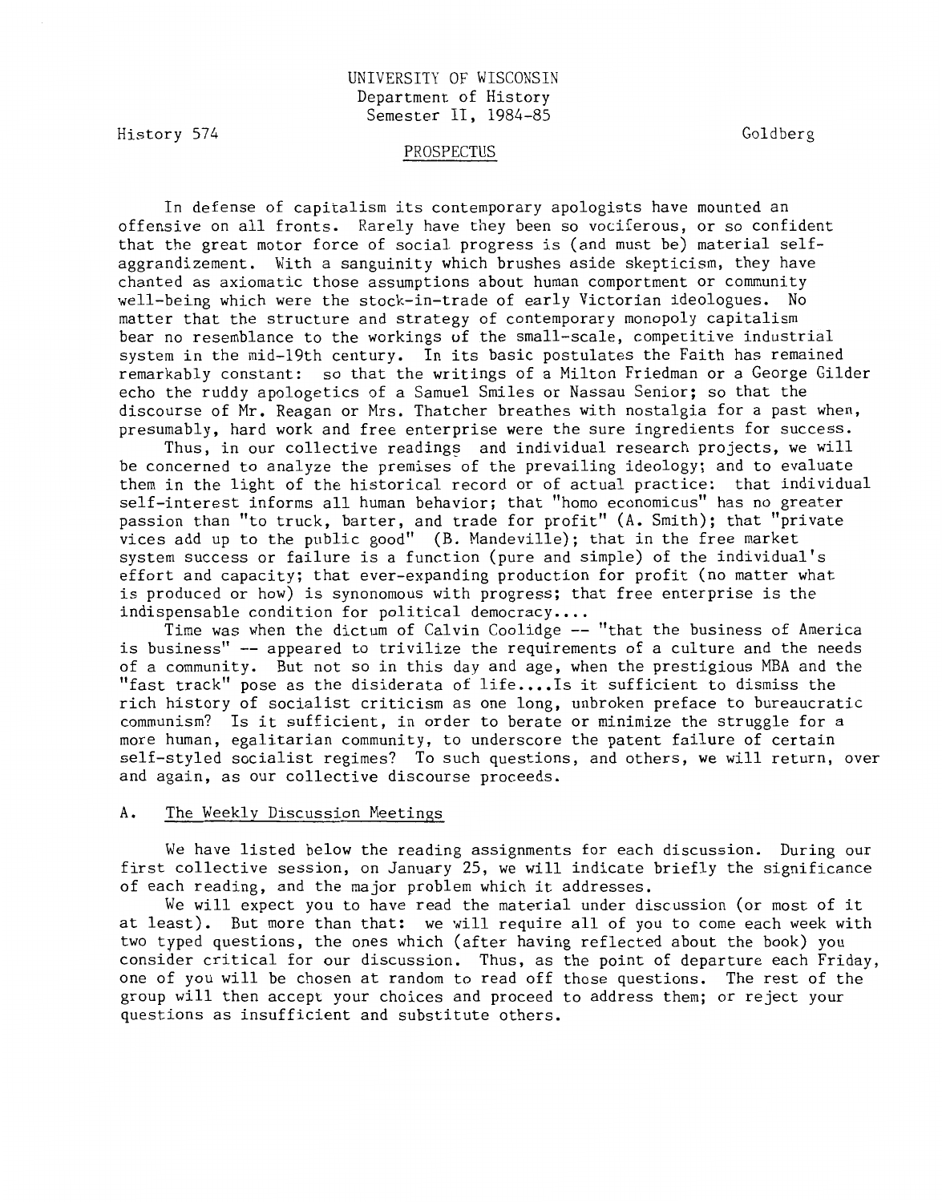UNIVERSITY OF WISCONSIN
Department of History
Semester II, 1984-85

History 574 — Goldberg

## PROSPECTUS

In defense of capitalism its contemporary apologists have mounted an offensive on all fronts. Rarely have they been so vociferous, or so confident that the great motor force of social progress is (and must be) material self-aggrandizement. With a sanguinity which brushes aside skepticism, they have chanted as axiomatic those assumptions about human comportment or community well-being which were the stock-in-trade of early Victorian ideologues. No matter that the structure and strategy of contemporary monopoly capitalism bear no resemblance to the workings of the small-scale, competitive industrial system in the mid-19th century. In its basic postulates the Faith has remained remarkably constant: so that the writings of a Milton Friedman or a George Gilder echo the ruddy apologetics of a Samuel Smiles or Nassau Senior; so that the discourse of Mr. Reagan or Mrs. Thatcher breathes with nostalgia for a past when, presumably, hard work and free enterprise were the sure ingredients for success.

Thus, in our collective readings and individual research projects, we will be concerned to analyze the premises of the prevailing ideology; and to evaluate them in the light of the historical record or of actual practice: that individual self-interest informs all human behavior; that "homo economicus" has no greater passion than "to truck, barter, and trade for profit" (A. Smith); that "private vices add up to the public good" (B. Mandeville); that in the free market system success or failure is a function (pure and simple) of the individual's effort and capacity; that ever-expanding production for profit (no matter what is produced or how) is synonomous with progress; that free enterprise is the indispensable condition for political democracy....

Time was when the dictum of Calvin Coolidge -- "that the business of America is business" -- appeared to trivilize the requirements of a culture and the needs of a community. But not so in this day and age, when the prestigious MBA and the "fast track" pose as the disiderata of life....Is it sufficient to dismiss the rich history of socialist criticism as one long, unbroken preface to bureaucratic communism? Is it sufficient, in order to berate or minimize the struggle for a more human, egalitarian community, to underscore the patent failure of certain self-styled socialist regimes? To such questions, and others, we will return, over and again, as our collective discourse proceeds.

### A. The Weekly Discussion Meetings

We have listed below the reading assignments for each discussion. During our first collective session, on January 25, we will indicate briefly the significance of each reading, and the major problem which it addresses.

We will expect you to have read the material under discussion (or most of it at least). But more than that: we will require all of you to come each week with two typed questions, the ones which (after having reflected about the book) you consider critical for our discussion. Thus, as the point of departure each Friday, one of you will be chosen at random to read off those questions. The rest of the group will then accept your choices and proceed to address them; or reject your questions as insufficient and substitute others.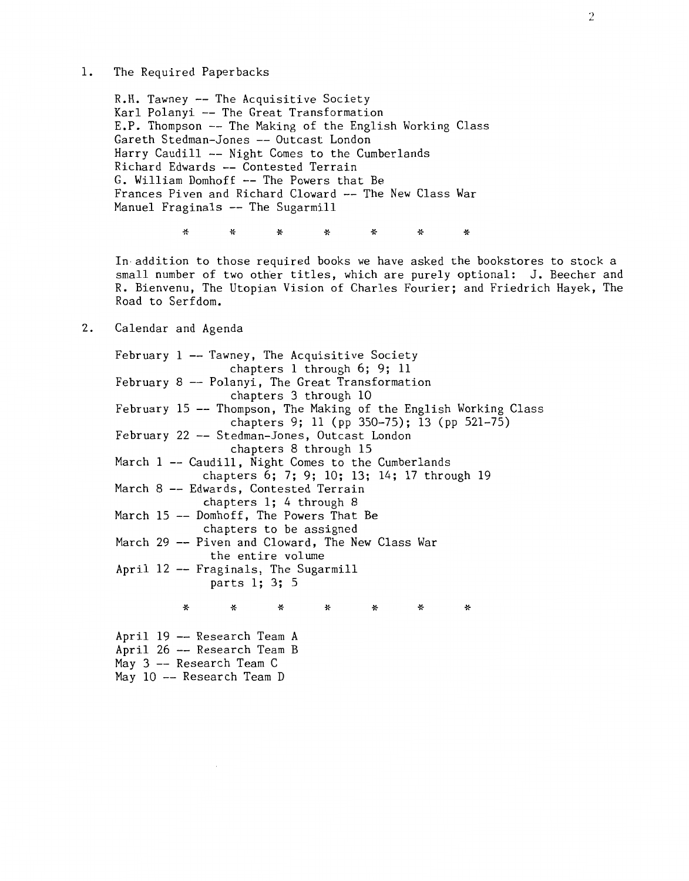1. The Required Paperbacks

   R.H. Tawney -- The Acquisitive Society
   Karl Polanyi -- The Great Transformation
   E.P. Thompson -- The Making of the English Working Class
   Gareth Stedman-Jones -- Outcast London
   Harry Caudill -- Night Comes to the Cumberlands
   Richard Edwards -- Contested Terrain
   G. William Domhoff -- The Powers that Be
   Frances Piven and Richard Cloward -- The New Class War
   Manuel Fraginals -- The Sugarmill

   \*       \*       \*       \*       \*       \*       \*

   In addition to those required books we have asked the bookstores to stock a small number of two other titles, which are purely optional: J. Beecher and R. Bienvenu, The Utopian Vision of Charles Fourier; and Friedrich Hayek, The Road to Serfdom.

2. Calendar and Agenda

   February 1 -- Tawney, The Acquisitive Society
   chapters 1 through 6; 9; 11
   February 8 -- Polanyi, The Great Transformation
   chapters 3 through 10
   February 15 -- Thompson, The Making of the English Working Class
   chapters 9; 11 (pp 350-75); 13 (pp 521-75)
   February 22 -- Stedman-Jones, Outcast London
   chapters 8 through 15
   March 1 -- Caudill, Night Comes to the Cumberlands
   chapters 6; 7; 9; 10; 13; 14; 17 through 19
   March 8 -- Edwards, Contested Terrain
   chapters 1; 4 through 8
   March 15 -- Domhoff, The Powers That Be
   chapters to be assigned
   March 29 -- Piven and Cloward, The New Class War
   the entire volume
   April 12 -- Fraginals, The Sugarmill
   parts 1; 3; 5

   \*       \*       \*       \*       \*       \*       \*

   April 19 -- Research Team A
   April 26 -- Research Team B
   May 3 -- Research Team C
   May 10 -- Research Team D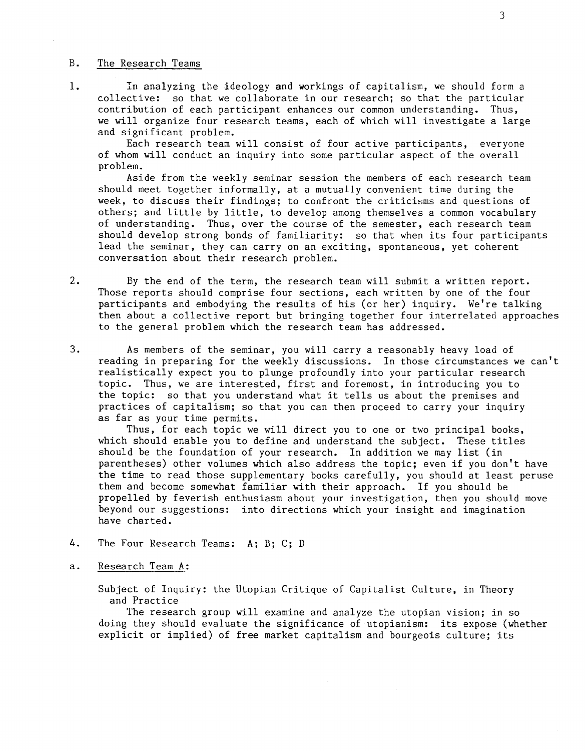## B. The Research Teams

1. In analyzing the ideology and workings of capitalism, we should form a collective: so that we collaborate in our research; so that the particular contribution of each participant enhances our common understanding. Thus, we will organize four research teams, each of which will investigate a large and significant problem.

   Each research team will consist of four active participants, everyone of whom will conduct an inquiry into some particular aspect of the overall problem.

   Aside from the weekly seminar session the members of each research team should meet together informally, at a mutually convenient time during the week, to discuss their findings; to confront the criticisms and questions of others; and little by little, to develop among themselves a common vocabulary of understanding. Thus, over the course of the semester, each research team should develop strong bonds of familiarity: so that when its four participants lead the seminar, they can carry on an exciting, spontaneous, yet coherent conversation about their research problem.

2. By the end of the term, the research team will submit a written report. Those reports should comprise four sections, each written by one of the four participants and embodying the results of his (or her) inquiry. We're talking then about a collective report but bringing together four interrelated approaches to the general problem which the research team has addressed.

3. As members of the seminar, you will carry a reasonably heavy load of reading in preparing for the weekly discussions. In those circumstances we can't realistically expect you to plunge profoundly into your particular research topic. Thus, we are interested, first and foremost, in introducing you to the topic: so that you understand what it tells us about the premises and practices of capitalism; so that you can then proceed to carry your inquiry as far as your time permits.

   Thus, for each topic we will direct you to one or two principal books, which should enable you to define and understand the subject. These titles should be the foundation of your research. In addition we may list (in parentheses) other volumes which also address the topic; even if you don't have the time to read those supplementary books carefully, you should at least peruse them and become somewhat familiar with their approach. If you should be propelled by feverish enthusiasm about your investigation, then you should move beyond our suggestions: into directions which your insight and imagination have charted.

4. The Four Research Teams: A; B; C; D

a. Research Team A:

Subject of Inquiry: the Utopian Critique of Capitalist Culture, in Theory and Practice

The research group will examine and analyze the utopian vision; in so doing they should evaluate the significance of utopianism: its expose (whether explicit or implied) of free market capitalism and bourgeois culture; its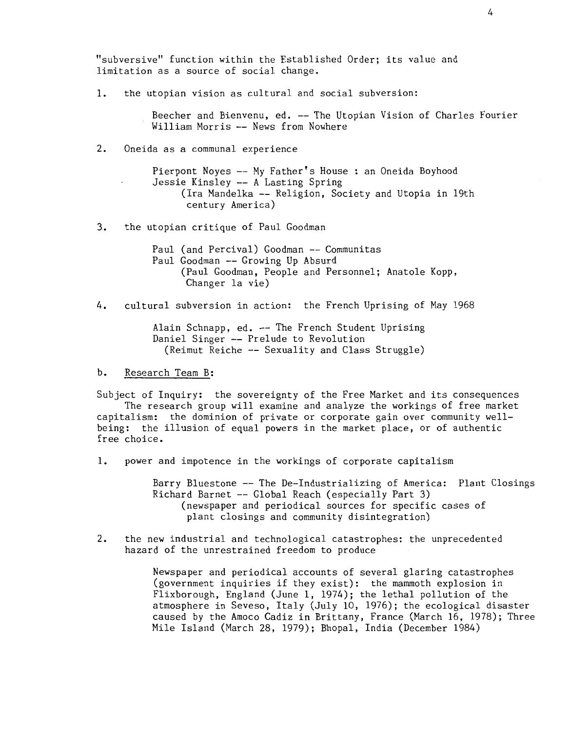"subversive" function within the Established Order; its value and limitation as a source of social change.

1. the utopian vision as cultural and social subversion:

   Beecher and Bienvenu, ed. -- The Utopian Vision of Charles Fourier
   William Morris -- News from Nowhere

2. Oneida as a communal experience

   Pierpont Noyes -- My Father's House : an Oneida Boyhood
   Jessie Kinsley -- A Lasting Spring
   (Ira Mandelka -- Religion, Society and Utopia in 19th century America)

3. the utopian critique of Paul Goodman

   Paul (and Percival) Goodman -- Communitas
   Paul Goodman -- Growing Up Absurd
   (Paul Goodman, People and Personnel; Anatole Kopp, Changer la vie)

4. cultural subversion in action: the French Uprising of May 1968

   Alain Schnapp, ed. -- The French Student Uprising
   Daniel Singer -- Prelude to Revolution
   (Reimut Reiche -- Sexuality and Class Struggle)

b. <u>Research Team B</u>:

Subject of Inquiry: the sovereignty of the Free Market and its consequences
The research group will examine and analyze the workings of free market capitalism: the dominion of private or corporate gain over community well-being: the illusion of equal powers in the market place, or of authentic free choice.

1. power and impotence in the workings of corporate capitalism

   Barry Bluestone -- The De-Industrializing of America: Plant Closings
   Richard Barnet -- Global Reach (especially Part 3)
   (newspaper and periodical sources for specific cases of plant closings and community disintegration)

2. the new industrial and technological catastrophes: the unprecedented hazard of the unrestrained freedom to produce

   Newspaper and periodical accounts of several glaring catastrophes (government inquiries if they exist): the mammoth explosion in Flixborough, England (June 1, 1974); the lethal pollution of the atmosphere in Seveso, Italy (July 10, 1976); the ecological disaster caused by the Amoco Cadiz in Brittany, France (March 16, 1978); Three Mile Island (March 28, 1979); Bhopal, India (December 1984)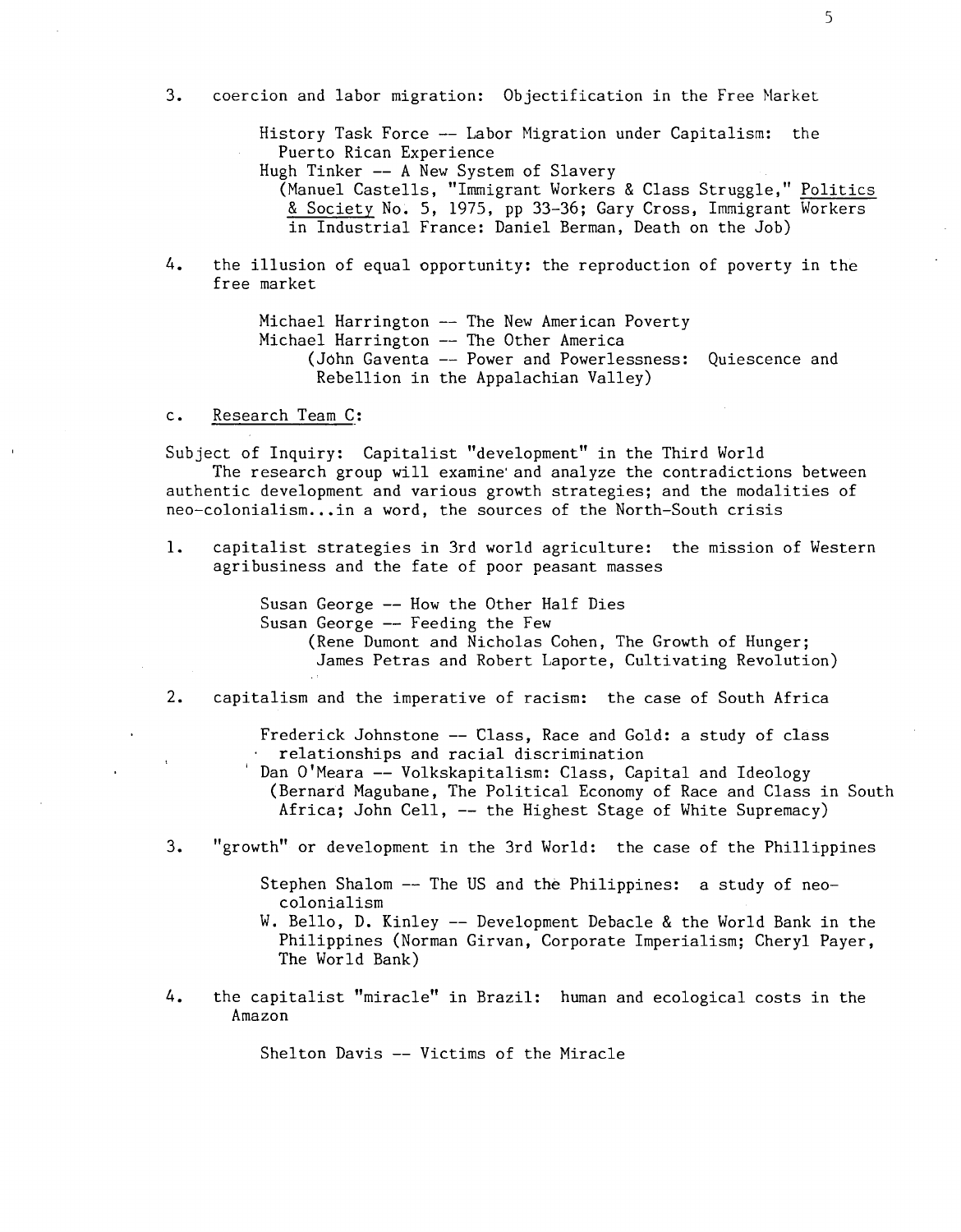3. coercion and labor migration: Objectification in the Free Market

   History Task Force -- Labor Migration under Capitalism: the Puerto Rican Experience
   Hugh Tinker -- A New System of Slavery
   (Manuel Castells, "Immigrant Workers & Class Struggle," <u>Politics & Society</u> No. 5, 1975, pp 33-36; Gary Cross, Immigrant Workers in Industrial France: Daniel Berman, Death on the Job)

4. the illusion of equal opportunity: the reproduction of poverty in the free market

   Michael Harrington -- The New American Poverty
   Michael Harrington -- The Other America
   (John Gaventa -- Power and Powerlessness: Quiescence and Rebellion in the Appalachian Valley)

c. <u>Research Team C</u>:

Subject of Inquiry: Capitalist "development" in the Third World
The research group will examine and analyze the contradictions between authentic development and various growth strategies; and the modalities of neo-colonialism...in a word, the sources of the North-South crisis

1. capitalist strategies in 3rd world agriculture: the mission of Western agribusiness and the fate of poor peasant masses

   Susan George -- How the Other Half Dies
   Susan George -- Feeding the Few
   (Rene Dumont and Nicholas Cohen, The Growth of Hunger; James Petras and Robert Laporte, Cultivating Revolution)

2. capitalism and the imperative of racism: the case of South Africa

   Frederick Johnstone -- Class, Race and Gold: a study of class relationships and racial discrimination
   Dan O'Meara -- Volkskapitalism: Class, Capital and Ideology
   (Bernard Magubane, The Political Economy of Race and Class in South Africa; John Cell, -- the Highest Stage of White Supremacy)

3. "growth" or development in the 3rd World: the case of the Phillippines

   Stephen Shalom -- The US and the Philippines: a study of neo-colonialism
   W. Bello, D. Kinley -- Development Debacle & the World Bank in the Philippines (Norman Girvan, Corporate Imperialism; Cheryl Payer, The World Bank)

4. the capitalist "miracle" in Brazil: human and ecological costs in the Amazon

   Shelton Davis -- Victims of the Miracle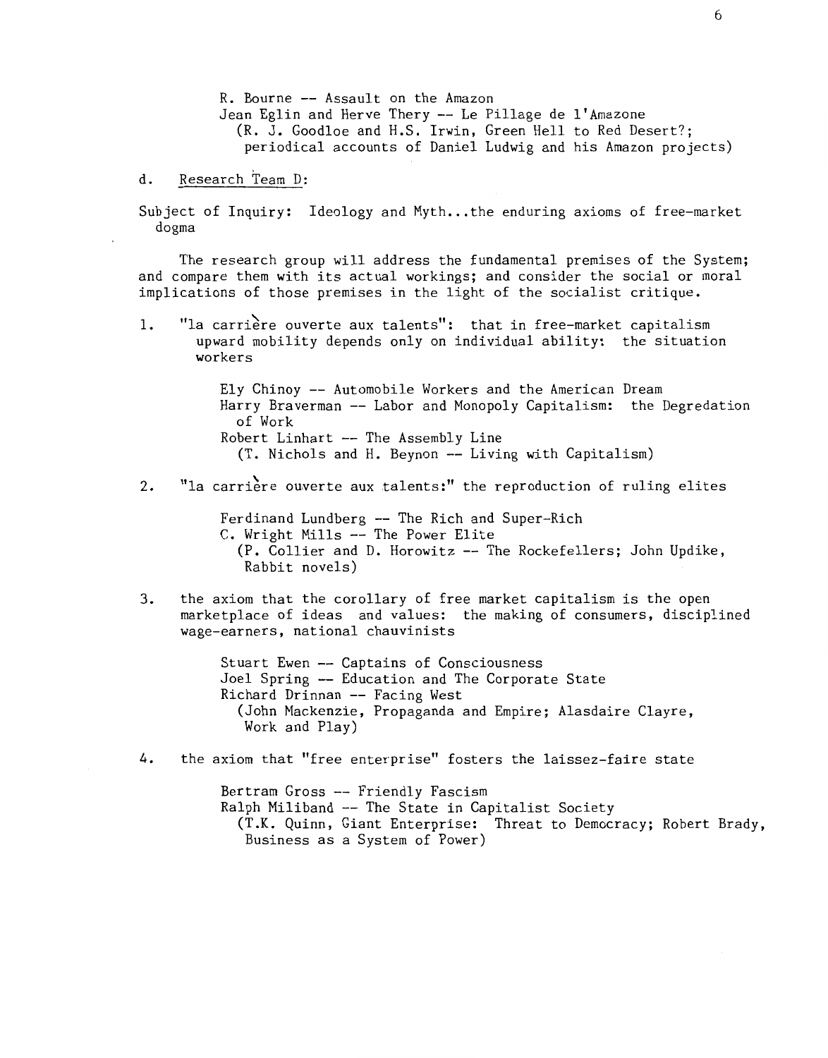R. Bourne -- Assault on the Amazon
Jean Eglin and Herve Thery -- Le Pillage de l'Amazone
(R. J. Goodloe and H.S. Irwin, Green Hell to Red Desert?; periodical accounts of Daniel Ludwig and his Amazon projects)

d. Research Team D:

Subject of Inquiry: Ideology and Myth...the enduring axioms of free-market dogma

The research group will address the fundamental premises of the System; and compare them with its actual workings; and consider the social or moral implications of those premises in the light of the socialist critique.

1. "la carrière ouverte aux talents": that in free-market capitalism upward mobility depends only on individual ability: the situation workers

   Ely Chinoy -- Automobile Workers and the American Dream
   Harry Braverman -- Labor and Monopoly Capitalism: the Degredation of Work
   Robert Linhart -- The Assembly Line
   (T. Nichols and H. Beynon -- Living with Capitalism)

2. "la carrière ouverte aux talents:" the reproduction of ruling elites

   Ferdinand Lundberg -- The Rich and Super-Rich
   C. Wright Mills -- The Power Elite
   (P. Collier and D. Horowitz -- The Rockefellers; John Updike, Rabbit novels)

3. the axiom that the corollary of free market capitalism is the open marketplace of ideas and values: the making of consumers, disciplined wage-earners, national chauvinists

   Stuart Ewen -- Captains of Consciousness
   Joel Spring -- Education and The Corporate State
   Richard Drinnan -- Facing West
   (John Mackenzie, Propaganda and Empire; Alasdaire Clayre, Work and Play)

4. the axiom that "free enterprise" fosters the laissez-faire state

   Bertram Gross -- Friendly Fascism
   Ralph Miliband -- The State in Capitalist Society
   (T.K. Quinn, Giant Enterprise: Threat to Democracy; Robert Brady, Business as a System of Power)